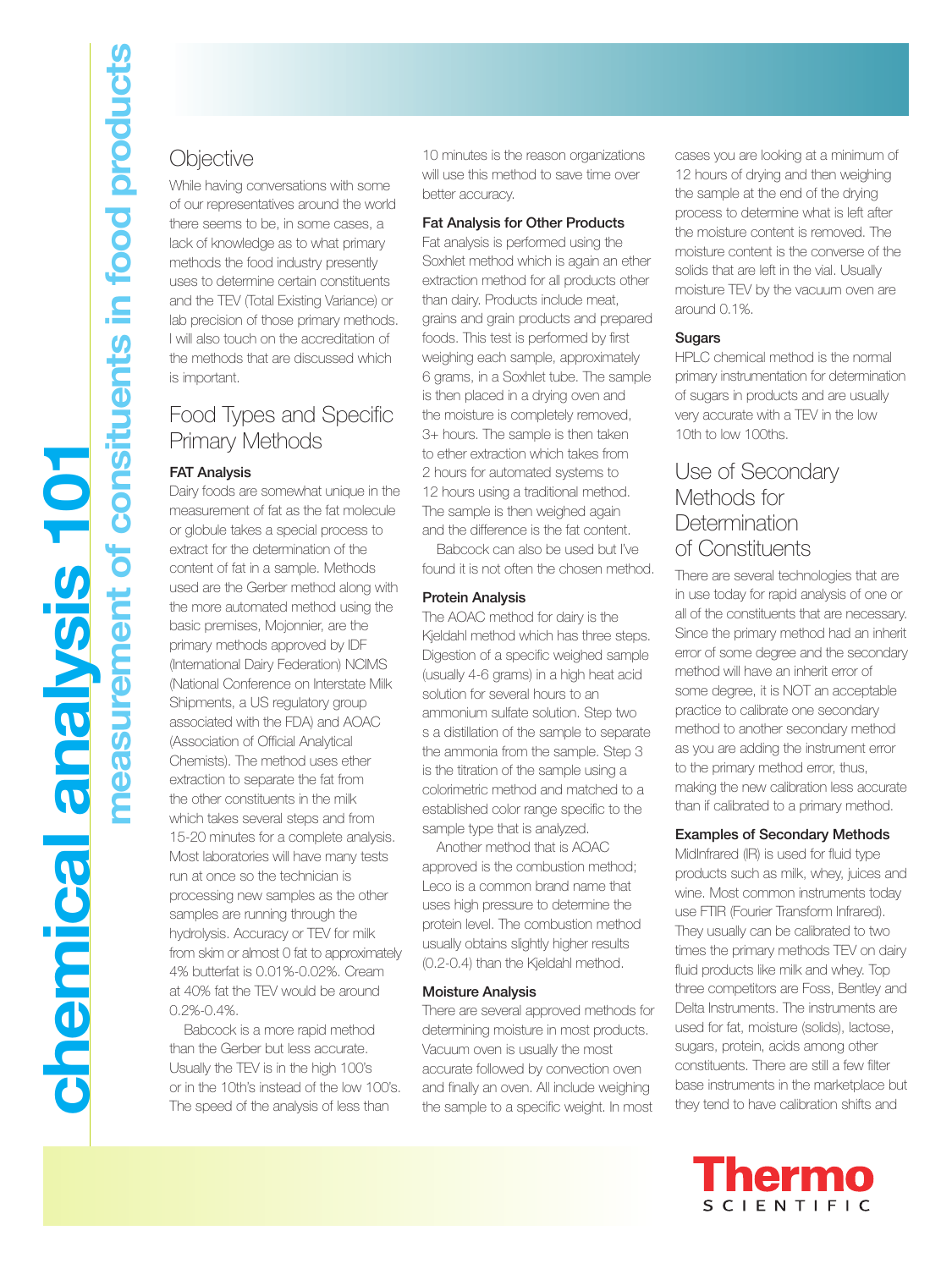# chemical analysis 101

## measurement of consituents in food products

## Objective

While having conversations with some of our representatives around the world there seems to be, in some cases, a lack of knowledge as to what primary methods the food industry presently uses to determine certain constituents and the TEV (Total Existing Variance) or lab precision of those primary methods. I will also touch on the accreditation of the methods that are discussed which is important.

## Food Types and Specific Primary Methods

### FAT Analysis

Dairy foods are somewhat unique in the measurement of fat as the fat molecule or globule takes a special process to extract for the determination of the content of fat in a sample. Methods used are the Gerber method along with the more automated method using the basic premises, Mojonnier, are the primary methods approved by IDF (International Dairy Federation) NCIMS (National Conference on Interstate Milk Shipments, a US regulatory group associated with the FDA) and AOAC (Association of Official Analytical Chemists). The method uses ether extraction to separate the fat from the other constituents in the milk which takes several steps and from 15-20 minutes for a complete analysis. Most laboratories will have many tests run at once so the technician is processing new samples as the other samples are running through the hydrolysis. Accuracy or TEV for milk from skim or almost 0 fat to approximately 4% butterfat is 0.01%-0.02%. Cream at 40% fat the TEV would be around 0.2%-0.4%.

Babcock is a more rapid method than the Gerber but less accurate. Usually the TEV is in the high 100's or in the 10th's instead of the low 100's. The speed of the analysis of less than 10 minutes is the reason organizations will use this method to save time over better accuracy.

### Fat Analysis for Other Products

Fat analysis is performed using the Soxhlet method which is again an ether extraction method for all products other than dairy. Products include meat, grains and grain products and prepared foods. This test is performed by first weighing each sample, approximately 6 grams, in a Soxhlet tube. The sample is then placed in a drying oven and the moisture is completely removed, 3+ hours. The sample is then taken to ether extraction which takes from 2 hours for automated systems to 12 hours using a traditional method. The sample is then weighed again and the difference is the fat content.

Babcock can also be used but I've found it is not often the chosen method.

### Protein Analysis

The AOAC method for dairy is the Kjeldahl method which has three steps. Digestion of a specific weighed sample (usually 4-6 grams) in a high heat acid solution for several hours to an ammonium sulfate solution. Step two s a distillation of the sample to separate the ammonia from the sample. Step 3 is the titration of the sample using a colorimetric method and matched to a established color range specific to the sample type that is analyzed.

Another method that is AOAC approved is the combustion method; Leco is a common brand name that uses high pressure to determine the protein level. The combustion method usually obtains slightly higher results (0.2-0.4) than the Kjeldahl method.

### Moisture Analysis

There are several approved methods for determining moisture in most products. Vacuum oven is usually the most accurate followed by convection oven and finally an oven. All include weighing the sample to a specific weight. In most cases you are looking at a minimum of 12 hours of drying and then weighing the sample at the end of the drying process to determine what is left after the moisture content is removed. The moisture content is the converse of the solids that are left in the vial. Usually moisture TEV by the vacuum oven are around 0.1%.

### Sugars

HPLC chemical method is the normal primary instrumentation for determination of sugars in products and are usually very accurate with a TEV in the low 10th to low 100ths.

## Use of Secondary Methods for Determination of Constituents

There are several technologies that are in use today for rapid analysis of one or all of the constituents that are necessary. Since the primary method had an inherit error of some degree and the secondary method will have an inherit error of some degree, it is NOT an acceptable practice to calibrate one secondary method to another secondary method as you are adding the instrument error to the primary method error, thus, making the new calibration less accurate than if calibrated to a primary method.

### Examples of Secondary Methods

MidInfrared (IR) is used for fluid type products such as milk, whey, juices and wine. Most common instruments today use FTIR (Fourier Transform Infrared). They usually can be calibrated to two times the primary methods TEV on dairy fluid products like milk and whey. Top three competitors are Foss, Bentley and Delta Instruments. The instruments are used for fat, moisture (solids), lactose, sugars, protein, acids among other constituents. There are still a few filter base instruments in the marketplace but they tend to have calibration shifts and

Thermo SCIENTIFIC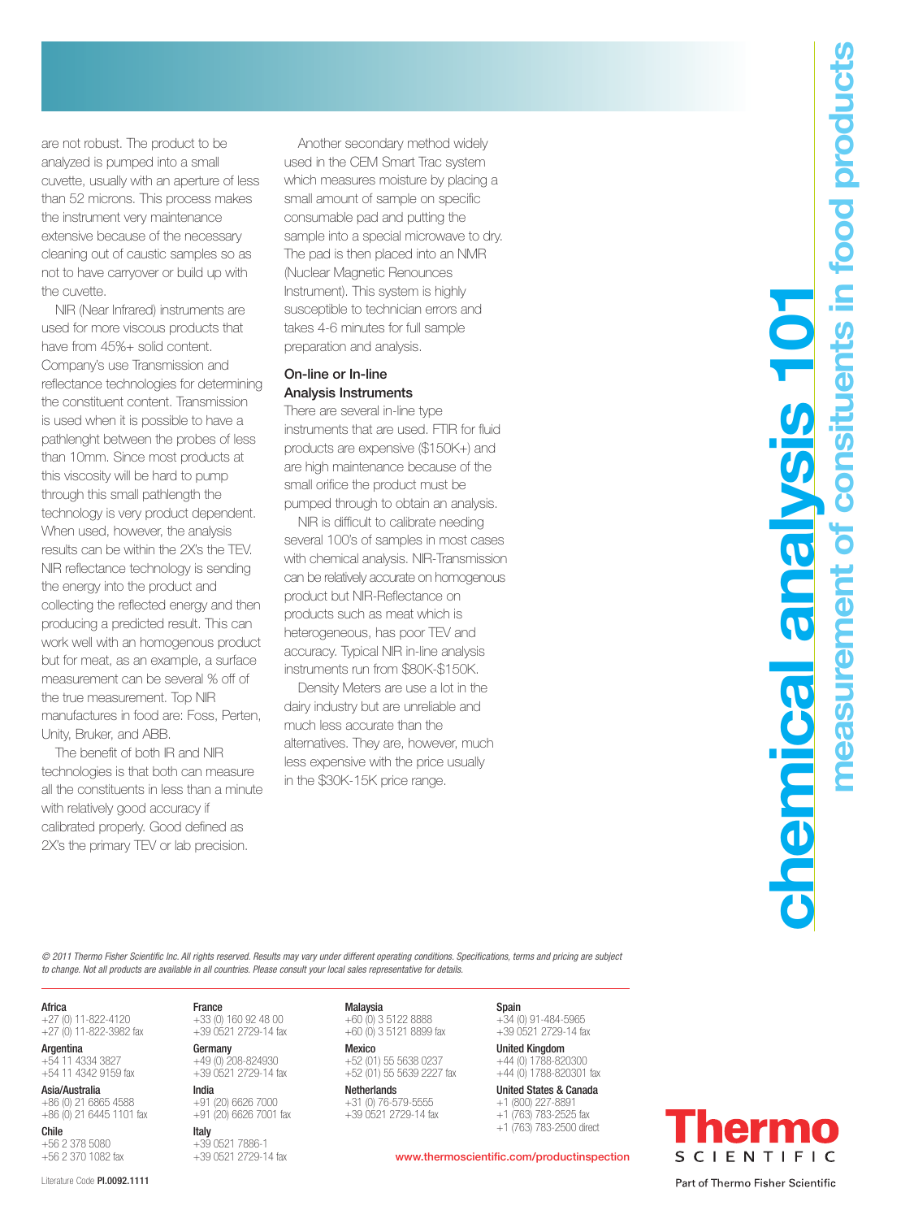are not robust. The product to be analyzed is pumped into a small cuvette, usually with an aperture of less than 52 microns. This process makes the instrument very maintenance extensive because of the necessary cleaning out of caustic samples so as not to have carryover or build up with the cuvette.

NIR (Near Infrared) instruments are used for more viscous products that have from 45%+ solid content. Company's use Transmission and reflectance technologies for determining the constituent content. Transmission is used when it is possible to have a pathlenght between the probes of less than 10mm. Since most products at this viscosity will be hard to pump through this small pathlength the technology is very product dependent. When used, however, the analysis results can be within the 2X's the TEV. NIR reflectance technology is sending the energy into the product and collecting the reflected energy and then producing a predicted result. This can work well with an homogenous product but for meat, as an example, a surface measurement can be several % off of the true measurement. Top NIR manufactures in food are: Foss, Perten, Unity, Bruker, and ABB.

The benefit of both IR and NIR technologies is that both can measure all the constituents in less than a minute with relatively good accuracy if calibrated properly. Good defined as 2X's the primary TEV or lab precision.

Another secondary method widely used in the CEM Smart Trac system which measures moisture by placing a small amount of sample on specific consumable pad and putting the sample into a special microwave to dry. The pad is then placed into an NMR (Nuclear Magnetic Renounces Instrument). This system is highly susceptible to technician errors and takes 4-6 minutes for full sample preparation and analysis.

### On-line or In-line Analysis Instruments

There are several in-line type instruments that are used. FTIR for fluid products are expensive ($150K+) and are high maintenance because of the small orifice the product must be pumped through to obtain an analysis.

NIR is difficult to calibrate needing several 100's of samples in most cases with chemical analysis. NIR-Transmission can be relatively accurate on homogenous product but NIR-Reflectance on products such as meat which is heterogeneous, has poor TEV and accuracy. Typical NIR in-line analysis instruments run from $80K-$150K.

Density Meters are use a lot in the dairy industry but are unreliable and much less accurate than the alternatives. They are, however, much less expensive with the price usually in the $30K-15K price range.

# chemical analysis 101

## measurement of consituents in food products

*© 2011 Thermo Fisher Scientific Inc. All rights reserved. Results may vary under different operating conditions. Specifications, terms and pricing are subject to change. Not all products are available in all countries. Please consult your local sales representative for details.*

**Africa**
+27 (0) 11-822-4120
+27 (0) 11-822-3982 fax

**Argentina**
+54 11 4334 3827
+54 11 4342 9159 fax

**Asia/Australia**
+86 (0) 21 6865 4588
+86 (0) 21 6445 1101 fax

**Chile**
+56 2 378 5080
+56 2 370 1082 fax

**France**
+33 (0) 160 92 48 00
+39 0521 2729-14 fax

**Germany**
+49 (0) 208-824930
+39 0521 2729-14 fax

**India**
+91 (20) 6626 7000
+91 (20) 6626 7001 fax

**Italy**
+39 0521 7886-1
+39 0521 2729-14 fax

**Malaysia**
+60 (0) 3 5122 8888
+60 (0) 3 5121 8899 fax

**Mexico**
+52 (01) 55 5638 0237
+52 (01) 55 5639 2227 fax

**Netherlands**
+31 (0) 76-579-5555
+39 0521 2729-14 fax

**Spain**
+34 (0) 91-484-5965
+39 0521 2729-14 fax

**United Kingdom**
+44 (0) 1788-820300
+44 (0) 1788-820301 fax

**United States & Canada**
+1 (800) 227-8891
+1 (763) 783-2525 fax
+1 (763) 783-2500 direct

www.thermoscientific.com/productinspection

Literature Code **PI.0092.1111**

Thermo SCIENTIFIC

Part of Thermo Fisher Scientific